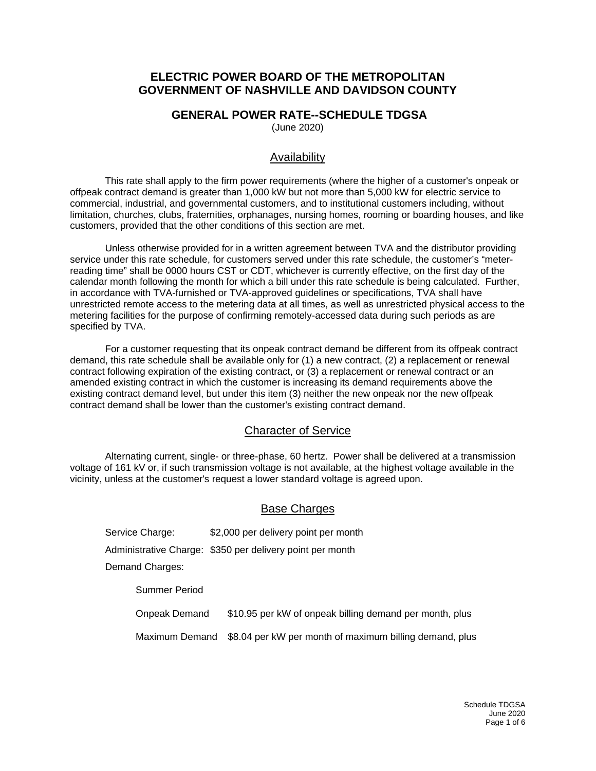# ELECTRIC POWER BOARD OF THE METROPOLITAN GOVERNMENT OF NASHVILLE AND DAVIDSON COUNTY

## GENERAL POWER RATE--SCHEDULE TDGSA

(June 2020)

### Availability

This rate shall apply to the firm power requirements (where the higher of a customer's onpeak or offpeak contract demand is greater than 1,000 kW but not more than 5,000 kW for electric service to commercial, industrial, and governmental customers, and to institutional customers including, without limitation, churches, clubs, fraternities, orphanages, nursing homes, rooming or boarding houses, and like customers, provided that the other conditions of this section are met.

Unless otherwise provided for in a written agreement between TVA and the distributor providing service under this rate schedule, for customers served under this rate schedule, the customer's "meter-reading time" shall be 0000 hours CST or CDT, whichever is currently effective, on the first day of the calendar month following the month for which a bill under this rate schedule is being calculated. Further, in accordance with TVA-furnished or TVA-approved guidelines or specifications, TVA shall have unrestricted remote access to the metering data at all times, as well as unrestricted physical access to the metering facilities for the purpose of confirming remotely-accessed data during such periods as are specified by TVA.

For a customer requesting that its onpeak contract demand be different from its offpeak contract demand, this rate schedule shall be available only for (1) a new contract, (2) a replacement or renewal contract following expiration of the existing contract, or (3) a replacement or renewal contract or an amended existing contract in which the customer is increasing its demand requirements above the existing contract demand level, but under this item (3) neither the new onpeak nor the new offpeak contract demand shall be lower than the customer's existing contract demand.

### Character of Service

Alternating current, single- or three-phase, 60 hertz. Power shall be delivered at a transmission voltage of 161 kV or, if such transmission voltage is not available, at the highest voltage available in the vicinity, unless at the customer's request a lower standard voltage is agreed upon.

### Base Charges

Service Charge: $2,000 per delivery point per month

Administrative Charge: $350 per delivery point per month

Demand Charges:

Summer Period

Onpeak Demand $10.95 per kW of onpeak billing demand per month, plus

Maximum Demand $8.04 per kW per month of maximum billing demand, plus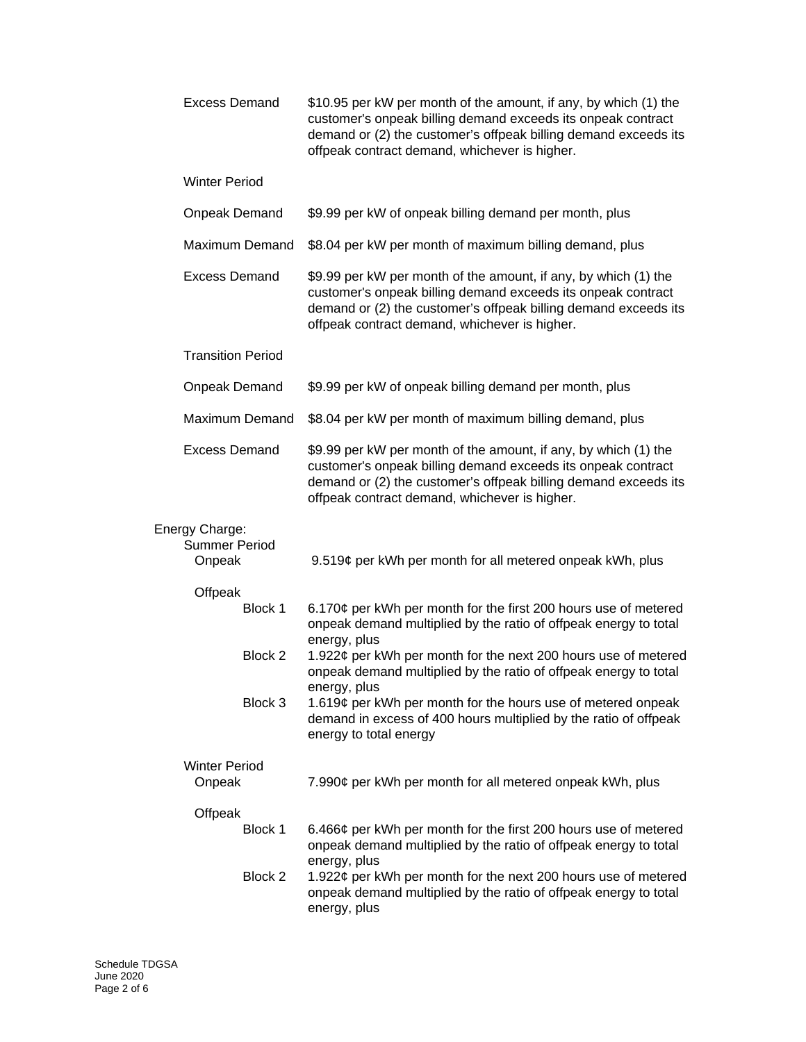Excess Demand — $10.95 per kW per month of the amount, if any, by which (1) the customer's onpeak billing demand exceeds its onpeak contract demand or (2) the customer's offpeak billing demand exceeds its offpeak contract demand, whichever is higher.

Winter Period

Onpeak Demand — $9.99 per kW of onpeak billing demand per month, plus

Maximum Demand — $8.04 per kW per month of maximum billing demand, plus

Excess Demand — $9.99 per kW per month of the amount, if any, by which (1) the customer's onpeak billing demand exceeds its onpeak contract demand or (2) the customer's offpeak billing demand exceeds its offpeak contract demand, whichever is higher.

Transition Period

Onpeak Demand — $9.99 per kW of onpeak billing demand per month, plus

Maximum Demand — $8.04 per kW per month of maximum billing demand, plus

Excess Demand — $9.99 per kW per month of the amount, if any, by which (1) the customer's onpeak billing demand exceeds its onpeak contract demand or (2) the customer's offpeak billing demand exceeds its offpeak contract demand, whichever is higher.

Energy Charge:

Summer Period

Onpeak — 9.519¢ per kWh per month for all metered onpeak kWh, plus

Offpeak

- Block 1 — 6.170¢ per kWh per month for the first 200 hours use of metered onpeak demand multiplied by the ratio of offpeak energy to total energy, plus
- Block 2 — 1.922¢ per kWh per month for the next 200 hours use of metered onpeak demand multiplied by the ratio of offpeak energy to total energy, plus
- Block 3 — 1.619¢ per kWh per month for the hours use of metered onpeak demand in excess of 400 hours multiplied by the ratio of offpeak energy to total energy

Winter Period

Onpeak — 7.990¢ per kWh per month for all metered onpeak kWh, plus

Offpeak

- Block 1 — 6.466¢ per kWh per month for the first 200 hours use of metered onpeak demand multiplied by the ratio of offpeak energy to total energy, plus
- Block 2 — 1.922¢ per kWh per month for the next 200 hours use of metered onpeak demand multiplied by the ratio of offpeak energy to total energy, plus

Schedule TDGSA
June 2020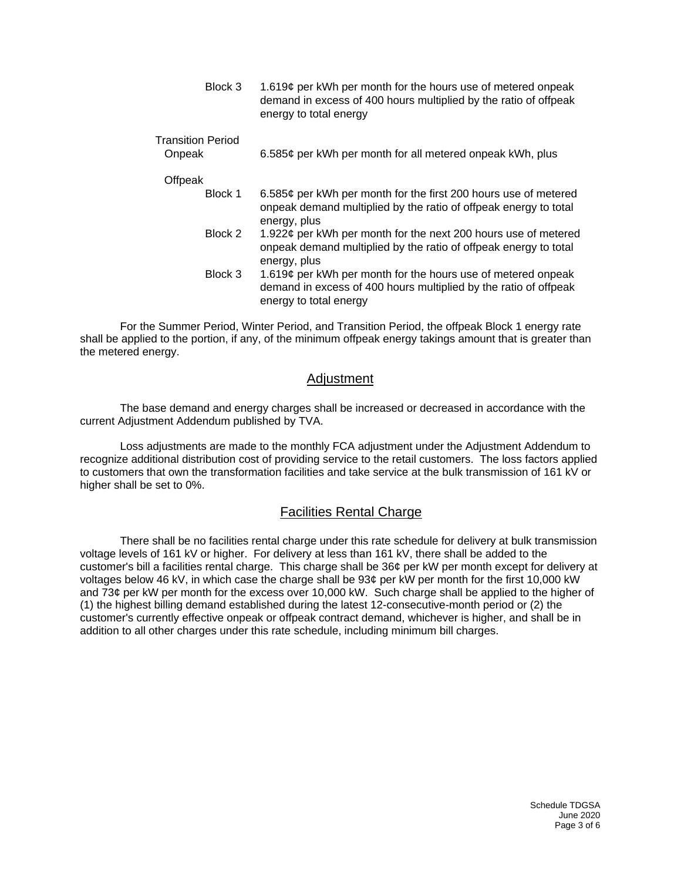| | | |
|---|---|---|
| | Block 3 | 1.619¢ per kWh per month for the hours use of metered onpeak demand in excess of 400 hours multiplied by the ratio of offpeak energy to total energy |
| Transition Period | | |
| Onpeak | | 6.585¢ per kWh per month for all metered onpeak kWh, plus |
| Offpeak | | |
| | Block 1 | 6.585¢ per kWh per month for the first 200 hours use of metered onpeak demand multiplied by the ratio of offpeak energy to total energy, plus |
| | Block 2 | 1.922¢ per kWh per month for the next 200 hours use of metered onpeak demand multiplied by the ratio of offpeak energy to total energy, plus |
| | Block 3 | 1.619¢ per kWh per month for the hours use of metered onpeak demand in excess of 400 hours multiplied by the ratio of offpeak energy to total energy |

For the Summer Period, Winter Period, and Transition Period, the offpeak Block 1 energy rate shall be applied to the portion, if any, of the minimum offpeak energy takings amount that is greater than the metered energy.

## Adjustment

The base demand and energy charges shall be increased or decreased in accordance with the current Adjustment Addendum published by TVA.

Loss adjustments are made to the monthly FCA adjustment under the Adjustment Addendum to recognize additional distribution cost of providing service to the retail customers. The loss factors applied to customers that own the transformation facilities and take service at the bulk transmission of 161 kV or higher shall be set to 0%.

## Facilities Rental Charge

There shall be no facilities rental charge under this rate schedule for delivery at bulk transmission voltage levels of 161 kV or higher. For delivery at less than 161 kV, there shall be added to the customer's bill a facilities rental charge. This charge shall be 36¢ per kW per month except for delivery at voltages below 46 kV, in which case the charge shall be 93¢ per kW per month for the first 10,000 kW and 73¢ per kW per month for the excess over 10,000 kW. Such charge shall be applied to the higher of (1) the highest billing demand established during the latest 12-consecutive-month period or (2) the customer's currently effective onpeak or offpeak contract demand, whichever is higher, and shall be in addition to all other charges under this rate schedule, including minimum bill charges.

Schedule TDGSA
June 2020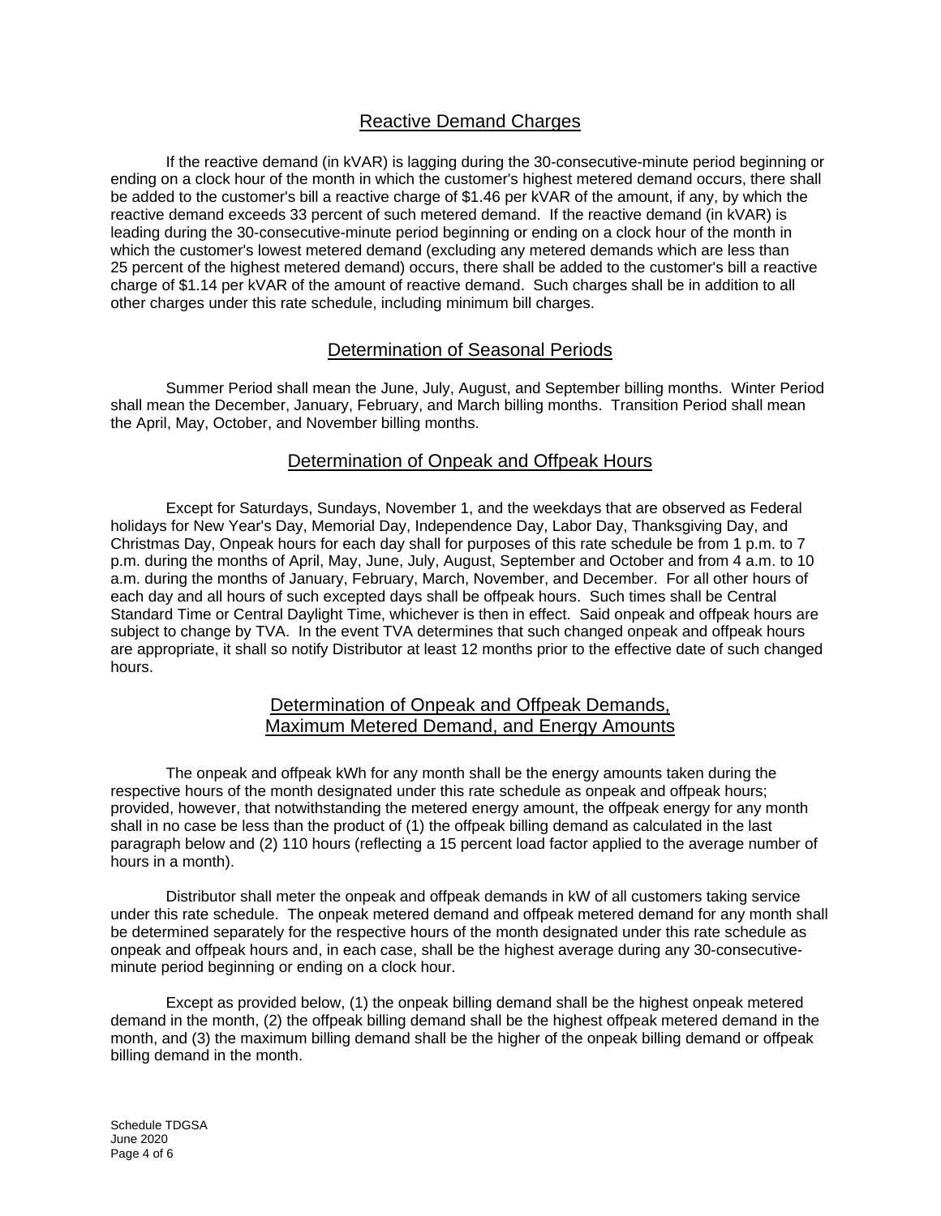## Reactive Demand Charges

If the reactive demand (in kVAR) is lagging during the 30-consecutive-minute period beginning or ending on a clock hour of the month in which the customer's highest metered demand occurs, there shall be added to the customer's bill a reactive charge of $1.46 per kVAR of the amount, if any, by which the reactive demand exceeds 33 percent of such metered demand. If the reactive demand (in kVAR) is leading during the 30-consecutive-minute period beginning or ending on a clock hour of the month in which the customer's lowest metered demand (excluding any metered demands which are less than 25 percent of the highest metered demand) occurs, there shall be added to the customer's bill a reactive charge of $1.14 per kVAR of the amount of reactive demand. Such charges shall be in addition to all other charges under this rate schedule, including minimum bill charges.

## Determination of Seasonal Periods

Summer Period shall mean the June, July, August, and September billing months. Winter Period shall mean the December, January, February, and March billing months. Transition Period shall mean the April, May, October, and November billing months.

## Determination of Onpeak and Offpeak Hours

Except for Saturdays, Sundays, November 1, and the weekdays that are observed as Federal holidays for New Year's Day, Memorial Day, Independence Day, Labor Day, Thanksgiving Day, and Christmas Day, Onpeak hours for each day shall for purposes of this rate schedule be from 1 p.m. to 7 p.m. during the months of April, May, June, July, August, September and October and from 4 a.m. to 10 a.m. during the months of January, February, March, November, and December. For all other hours of each day and all hours of such excepted days shall be offpeak hours. Such times shall be Central Standard Time or Central Daylight Time, whichever is then in effect. Said onpeak and offpeak hours are subject to change by TVA. In the event TVA determines that such changed onpeak and offpeak hours are appropriate, it shall so notify Distributor at least 12 months prior to the effective date of such changed hours.

## Determination of Onpeak and Offpeak Demands, Maximum Metered Demand, and Energy Amounts

The onpeak and offpeak kWh for any month shall be the energy amounts taken during the respective hours of the month designated under this rate schedule as onpeak and offpeak hours; provided, however, that notwithstanding the metered energy amount, the offpeak energy for any month shall in no case be less than the product of (1) the offpeak billing demand as calculated in the last paragraph below and (2) 110 hours (reflecting a 15 percent load factor applied to the average number of hours in a month).

Distributor shall meter the onpeak and offpeak demands in kW of all customers taking service under this rate schedule. The onpeak metered demand and offpeak metered demand for any month shall be determined separately for the respective hours of the month designated under this rate schedule as onpeak and offpeak hours and, in each case, shall be the highest average during any 30-consecutive-minute period beginning or ending on a clock hour.

Except as provided below, (1) the onpeak billing demand shall be the highest onpeak metered demand in the month, (2) the offpeak billing demand shall be the highest offpeak metered demand in the month, and (3) the maximum billing demand shall be the higher of the onpeak billing demand or offpeak billing demand in the month.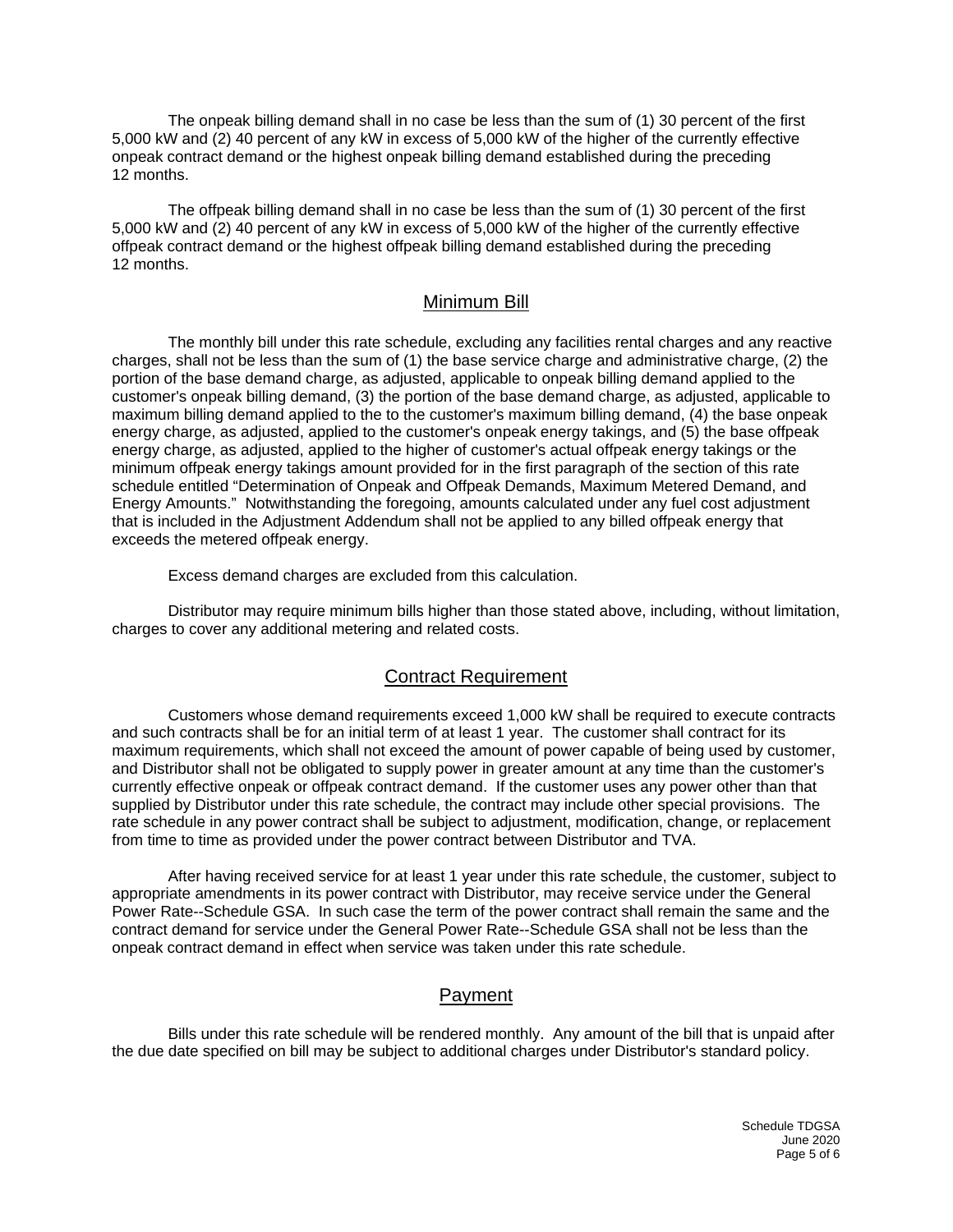The onpeak billing demand shall in no case be less than the sum of (1) 30 percent of the first 5,000 kW and (2) 40 percent of any kW in excess of 5,000 kW of the higher of the currently effective onpeak contract demand or the highest onpeak billing demand established during the preceding 12 months.

The offpeak billing demand shall in no case be less than the sum of (1) 30 percent of the first 5,000 kW and (2) 40 percent of any kW in excess of 5,000 kW of the higher of the currently effective offpeak contract demand or the highest offpeak billing demand established during the preceding 12 months.

## Minimum Bill

The monthly bill under this rate schedule, excluding any facilities rental charges and any reactive charges, shall not be less than the sum of (1) the base service charge and administrative charge, (2) the portion of the base demand charge, as adjusted, applicable to onpeak billing demand applied to the customer's onpeak billing demand, (3) the portion of the base demand charge, as adjusted, applicable to maximum billing demand applied to the to the customer's maximum billing demand, (4) the base onpeak energy charge, as adjusted, applied to the customer's onpeak energy takings, and (5) the base offpeak energy charge, as adjusted, applied to the higher of customer's actual offpeak energy takings or the minimum offpeak energy takings amount provided for in the first paragraph of the section of this rate schedule entitled "Determination of Onpeak and Offpeak Demands, Maximum Metered Demand, and Energy Amounts." Notwithstanding the foregoing, amounts calculated under any fuel cost adjustment that is included in the Adjustment Addendum shall not be applied to any billed offpeak energy that exceeds the metered offpeak energy.

Excess demand charges are excluded from this calculation.

Distributor may require minimum bills higher than those stated above, including, without limitation, charges to cover any additional metering and related costs.

## Contract Requirement

Customers whose demand requirements exceed 1,000 kW shall be required to execute contracts and such contracts shall be for an initial term of at least 1 year. The customer shall contract for its maximum requirements, which shall not exceed the amount of power capable of being used by customer, and Distributor shall not be obligated to supply power in greater amount at any time than the customer's currently effective onpeak or offpeak contract demand. If the customer uses any power other than that supplied by Distributor under this rate schedule, the contract may include other special provisions. The rate schedule in any power contract shall be subject to adjustment, modification, change, or replacement from time to time as provided under the power contract between Distributor and TVA.

After having received service for at least 1 year under this rate schedule, the customer, subject to appropriate amendments in its power contract with Distributor, may receive service under the General Power Rate--Schedule GSA. In such case the term of the power contract shall remain the same and the contract demand for service under the General Power Rate--Schedule GSA shall not be less than the onpeak contract demand in effect when service was taken under this rate schedule.

## Payment

Bills under this rate schedule will be rendered monthly. Any amount of the bill that is unpaid after the due date specified on bill may be subject to additional charges under Distributor's standard policy.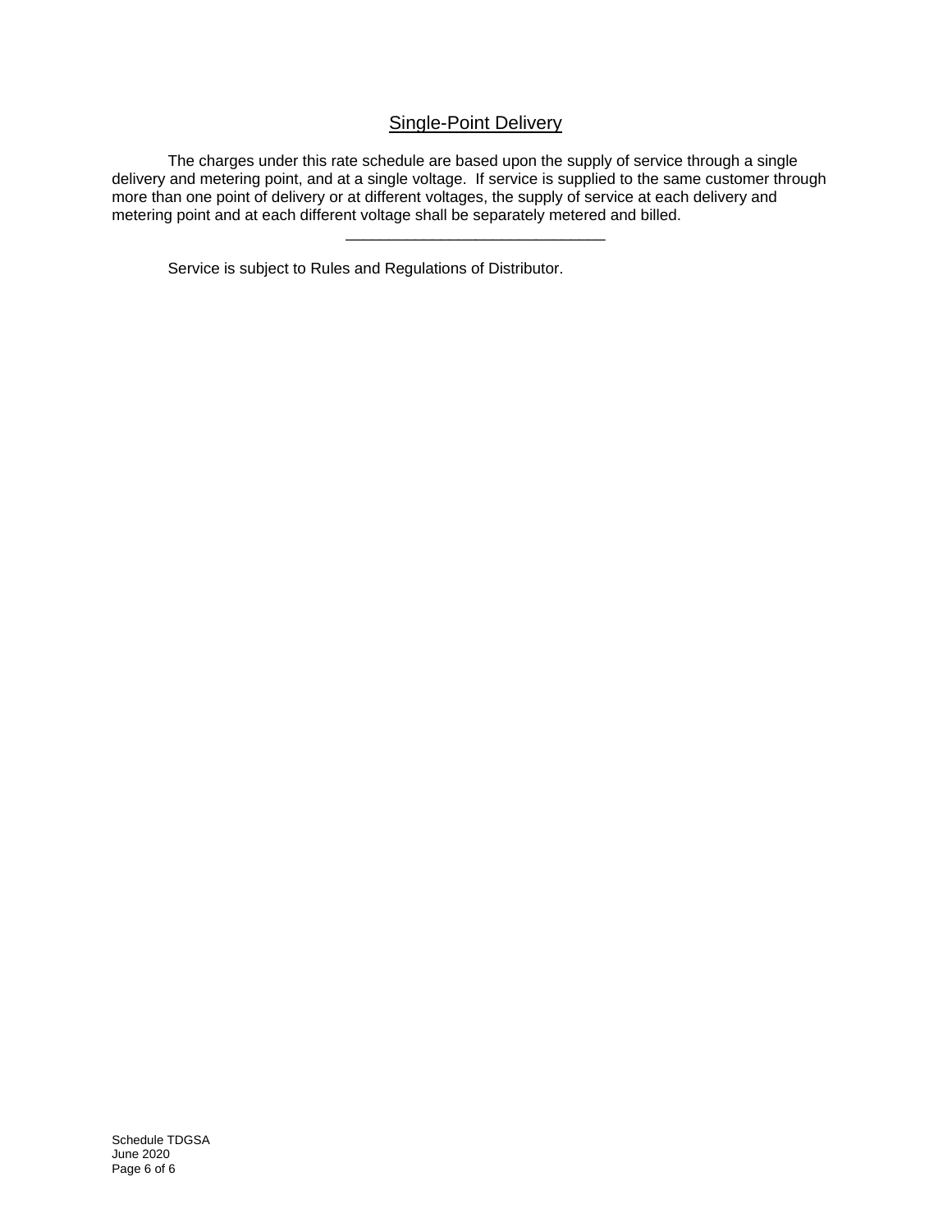## Single-Point Delivery

The charges under this rate schedule are based upon the supply of service through a single delivery and metering point, and at a single voltage. If service is supplied to the same customer through more than one point of delivery or at different voltages, the supply of service at each delivery and metering point and at each different voltage shall be separately metered and billed.

---

Service is subject to Rules and Regulations of Distributor.